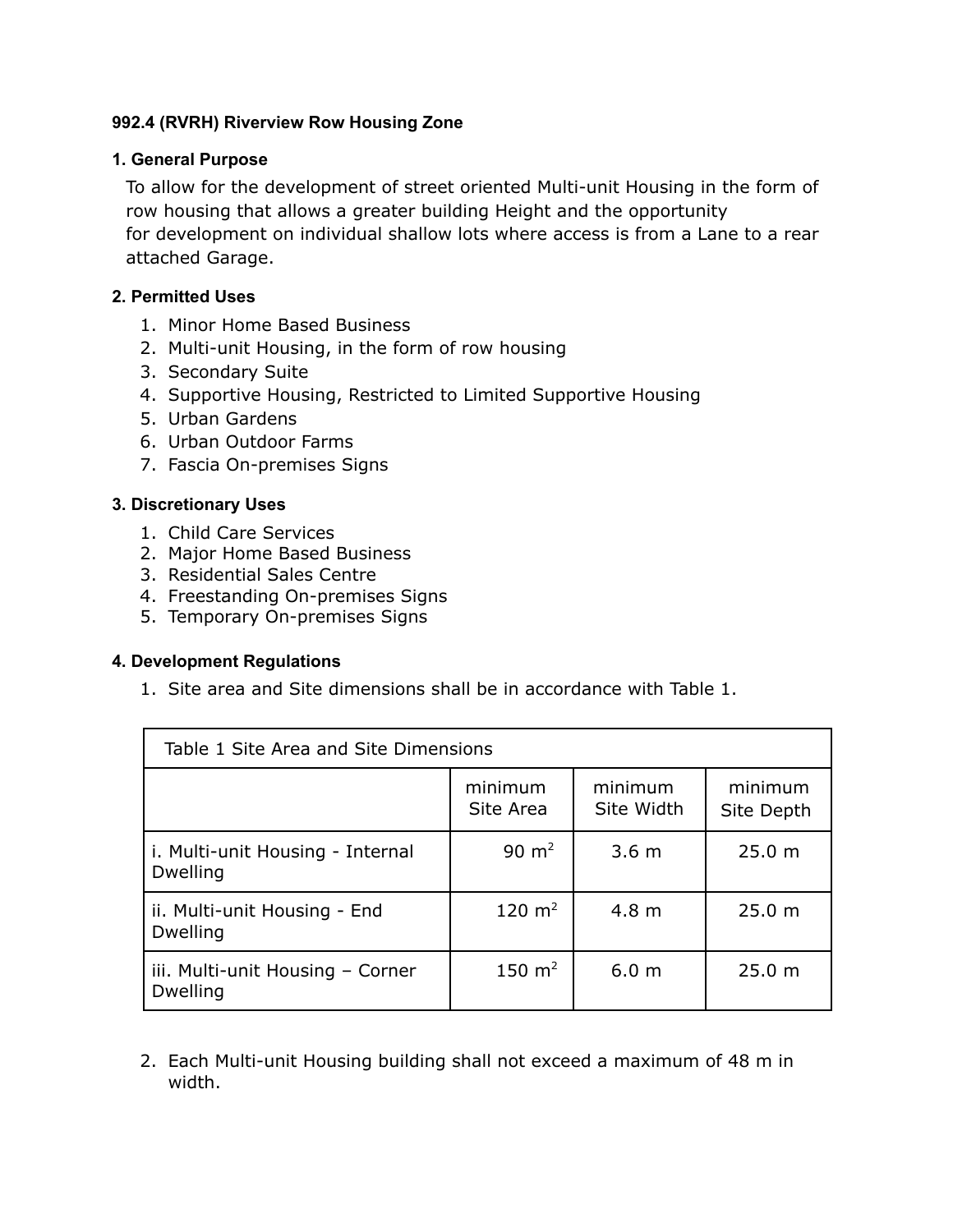**992.4 (RVRH) Riverview Row Housing Zone**

**1. General Purpose**

To allow for the development of street oriented Multi-unit Housing in the form of row housing that allows a greater building Height and the opportunity for development on individual shallow lots where access is from a Lane to a rear attached Garage.

**2. Permitted Uses**

1. Minor Home Based Business
2. Multi-unit Housing, in the form of row housing
3. Secondary Suite
4. Supportive Housing, Restricted to Limited Supportive Housing
5. Urban Gardens
6. Urban Outdoor Farms
7. Fascia On-premises Signs

**3. Discretionary Uses**

1. Child Care Services
2. Major Home Based Business
3. Residential Sales Centre
4. Freestanding On-premises Signs
5. Temporary On-premises Signs

**4. Development Regulations**

1. Site area and Site dimensions shall be in accordance with Table 1.

| Table 1 Site Area and Site Dimensions | | | |
|---|---|---|---|
| | minimum Site Area | minimum Site Width | minimum Site Depth |
| i. Multi-unit Housing - Internal Dwelling | 90 $m^2$ | 3.6 m | 25.0 m |
| ii. Multi-unit Housing - End Dwelling | 120 $m^2$ | 4.8 m | 25.0 m |
| iii. Multi-unit Housing – Corner Dwelling | 150 $m^2$ | 6.0 m | 25.0 m |

2. Each Multi-unit Housing building shall not exceed a maximum of 48 m in width.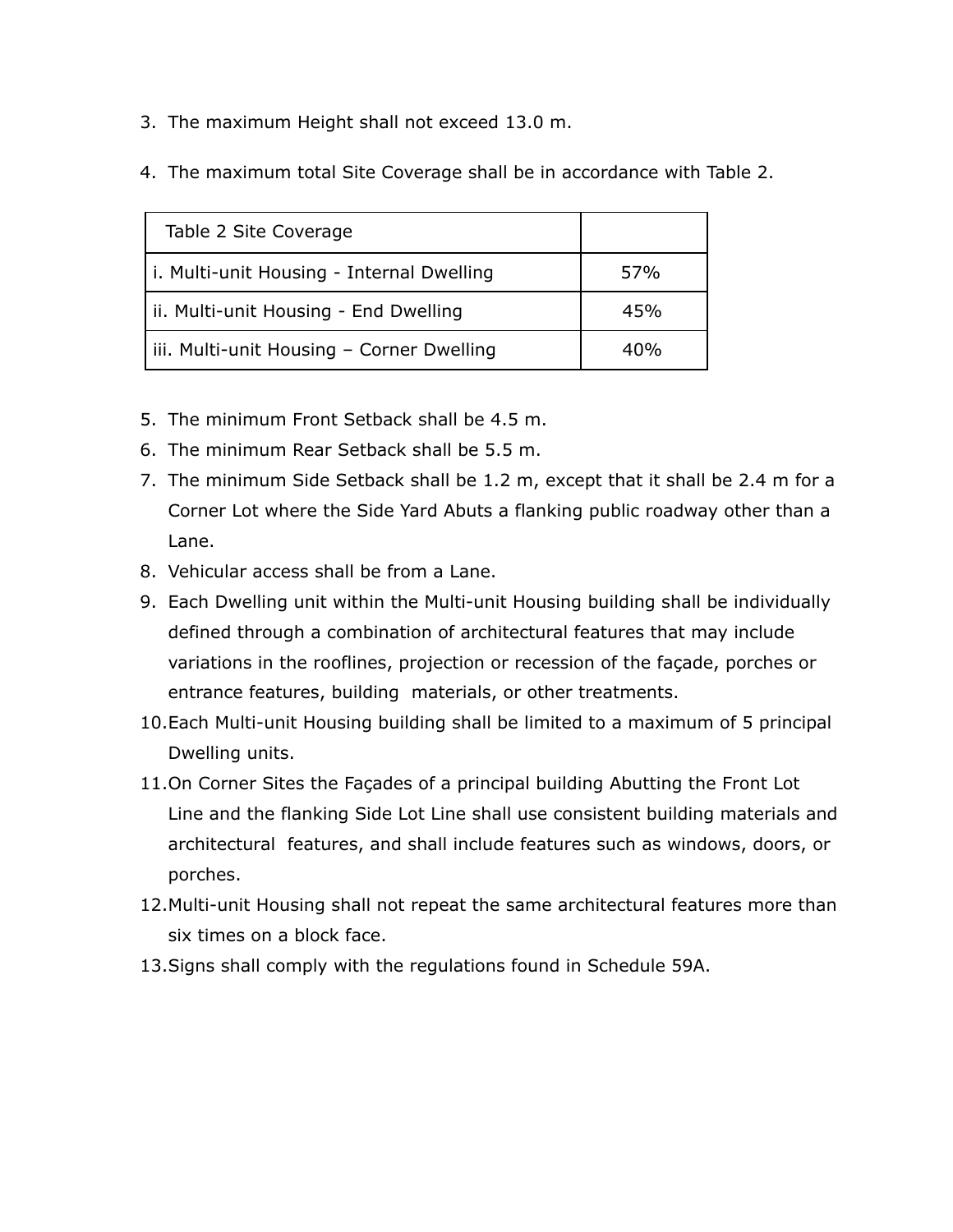3. The maximum Height shall not exceed 13.0 m.

4. The maximum total Site Coverage shall be in accordance with Table 2.

| Table 2 Site Coverage | |
|---|---|
| i. Multi-unit Housing - Internal Dwelling | 57% |
| ii. Multi-unit Housing - End Dwelling | 45% |
| iii. Multi-unit Housing – Corner Dwelling | 40% |

5. The minimum Front Setback shall be 4.5 m.
6. The minimum Rear Setback shall be 5.5 m.
7. The minimum Side Setback shall be 1.2 m, except that it shall be 2.4 m for a Corner Lot where the Side Yard Abuts a flanking public roadway other than a Lane.
8. Vehicular access shall be from a Lane.
9. Each Dwelling unit within the Multi-unit Housing building shall be individually defined through a combination of architectural features that may include variations in the rooflines, projection or recession of the façade, porches or entrance features, building materials, or other treatments.
10. Each Multi-unit Housing building shall be limited to a maximum of 5 principal Dwelling units.
11. On Corner Sites the Façades of a principal building Abutting the Front Lot Line and the flanking Side Lot Line shall use consistent building materials and architectural features, and shall include features such as windows, doors, or porches.
12. Multi-unit Housing shall not repeat the same architectural features more than six times on a block face.
13. Signs shall comply with the regulations found in Schedule 59A.